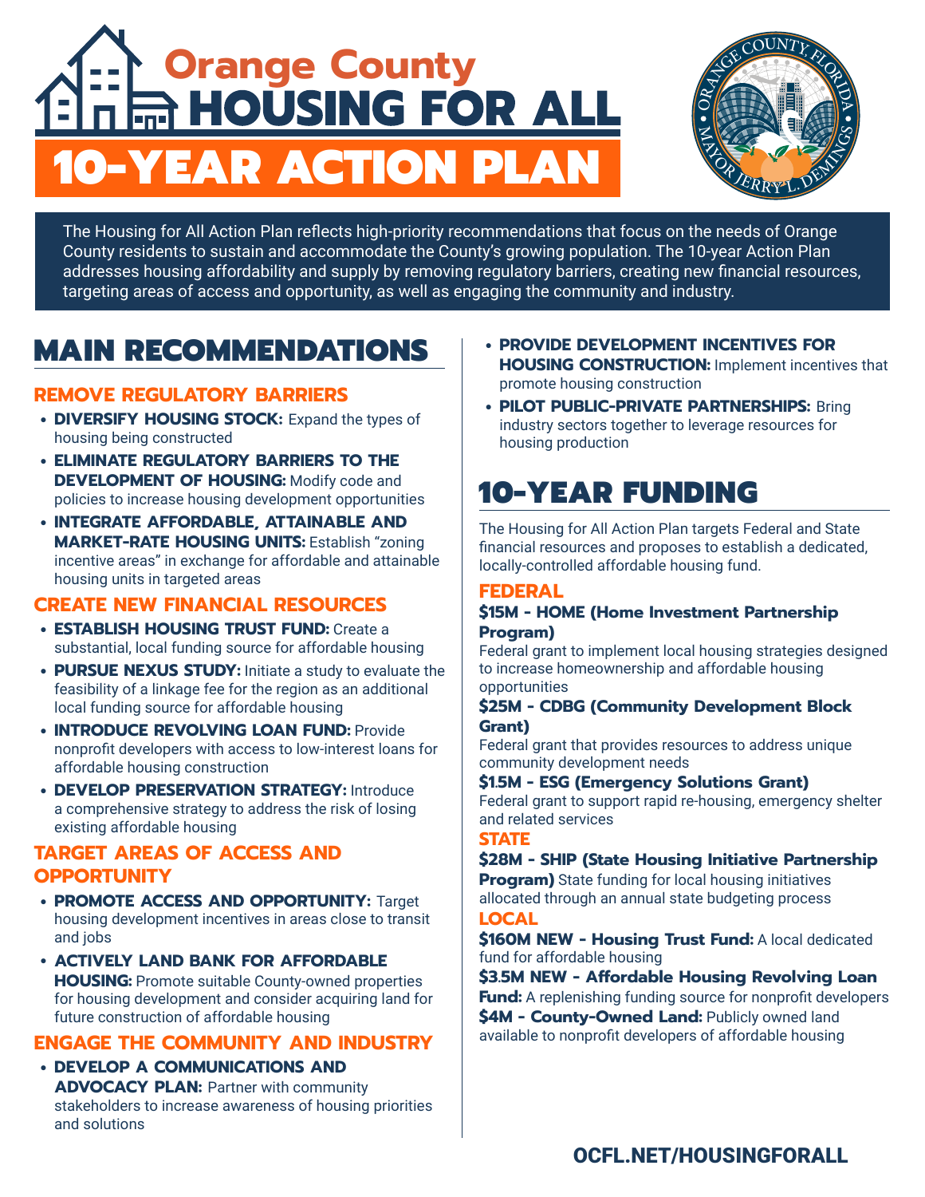# Orange County HOUSING FOR ALL

# 10-YEAR ACTION PLAN

The Housing for All Action Plan reflects high-priority recommendations that focus on the needs of Orange County residents to sustain and accommodate the County's growing population. The 10-year Action Plan addresses housing affordability and supply by removing regulatory barriers, creating new financial resources, targeting areas of access and opportunity, as well as engaging the community and industry.

## MAIN RECOMMENDATIONS

### REMOVE REGULATORY BARRIERS

- **DIVERSIFY HOUSING STOCK:** Expand the types of housing being constructed
- **ELIMINATE REGULATORY BARRIERS TO THE DEVELOPMENT OF HOUSING:** Modify code and policies to increase housing development opportunities
- **INTEGRATE AFFORDABLE, ATTAINABLE AND MARKET-RATE HOUSING UNITS:** Establish "zoning incentive areas" in exchange for affordable and attainable housing units in targeted areas

### CREATE NEW FINANCIAL RESOURCES

- **ESTABLISH HOUSING TRUST FUND:** Create a substantial, local funding source for affordable housing
- **PURSUE NEXUS STUDY:** Initiate a study to evaluate the feasibility of a linkage fee for the region as an additional local funding source for affordable housing
- **INTRODUCE REVOLVING LOAN FUND:** Provide nonprofit developers with access to low-interest loans for affordable housing construction
- **DEVELOP PRESERVATION STRATEGY:** Introduce a comprehensive strategy to address the risk of losing existing affordable housing

### TARGET AREAS OF ACCESS AND OPPORTUNITY

- **PROMOTE ACCESS AND OPPORTUNITY:** Target housing development incentives in areas close to transit and jobs
- **ACTIVELY LAND BANK FOR AFFORDABLE HOUSING:** Promote suitable County-owned properties for housing development and consider acquiring land for future construction of affordable housing

### ENGAGE THE COMMUNITY AND INDUSTRY

- **DEVELOP A COMMUNICATIONS AND ADVOCACY PLAN:** Partner with community stakeholders to increase awareness of housing priorities and solutions
- **PROVIDE DEVELOPMENT INCENTIVES FOR HOUSING CONSTRUCTION:** Implement incentives that promote housing construction
- **PILOT PUBLIC-PRIVATE PARTNERSHIPS:** Bring industry sectors together to leverage resources for housing production

## 10-YEAR FUNDING

The Housing for All Action Plan targets Federal and State financial resources and proposes to establish a dedicated, locally-controlled affordable housing fund.

### FEDERAL

**$15M - HOME (Home Investment Partnership Program)**
Federal grant to implement local housing strategies designed to increase homeownership and affordable housing opportunities

**$25M - CDBG (Community Development Block Grant)**
Federal grant that provides resources to address unique community development needs

**$1.5M - ESG (Emergency Solutions Grant)**
Federal grant to support rapid re-housing, emergency shelter and related services

### STATE

**$28M - SHIP (State Housing Initiative Partnership Program)** State funding for local housing initiatives allocated through an annual state budgeting process

### LOCAL

**$160M NEW - Housing Trust Fund:** A local dedicated fund for affordable housing

**$3.5M NEW - Affordable Housing Revolving Loan Fund:** A replenishing funding source for nonprofit developers

**$4M - County-Owned Land:** Publicly owned land available to nonprofit developers of affordable housing

OCFL.NET/HOUSINGFORALL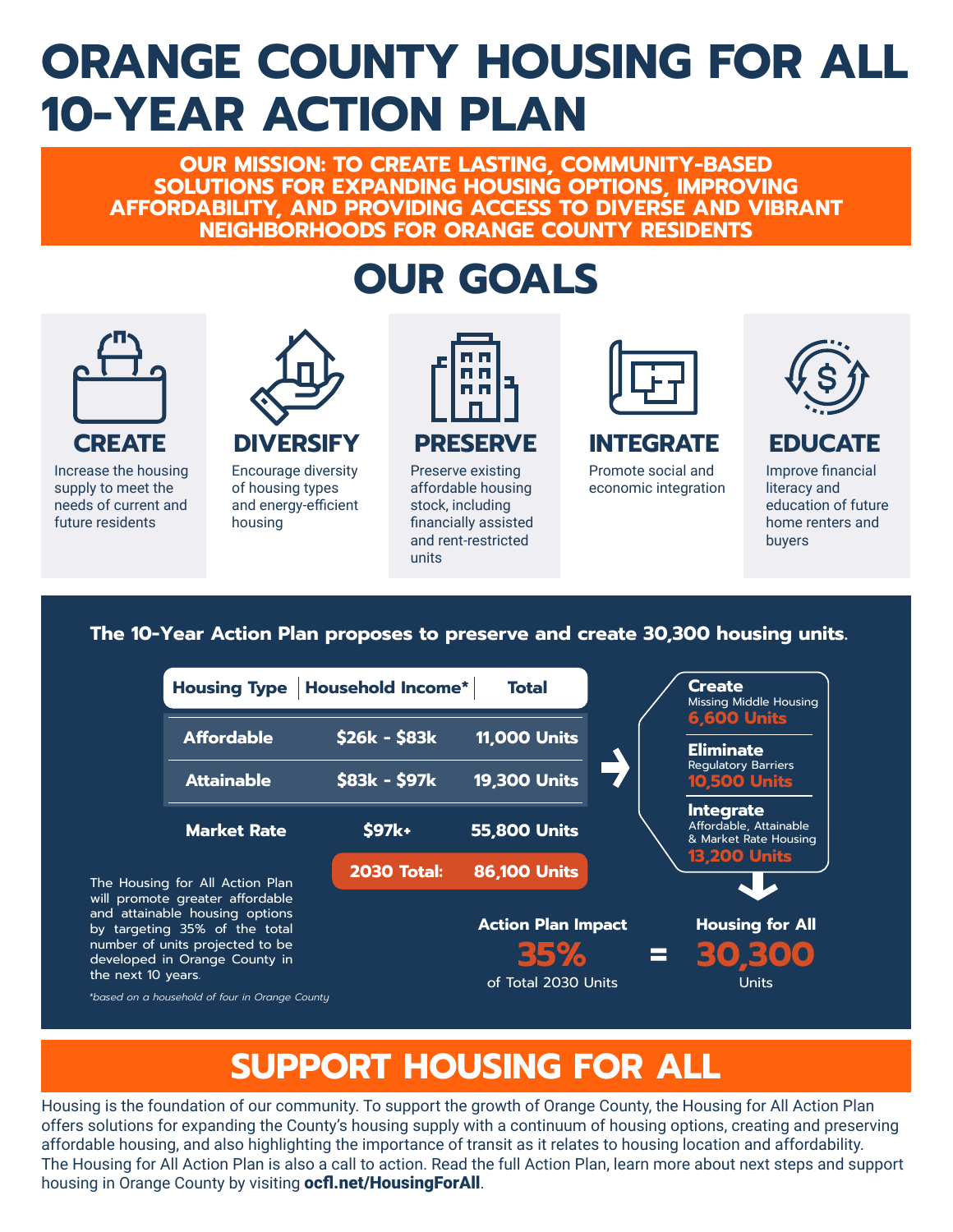# ORANGE COUNTY HOUSING FOR ALL 10-YEAR ACTION PLAN

**OUR MISSION: TO CREATE LASTING, COMMUNITY-BASED SOLUTIONS FOR EXPANDING HOUSING OPTIONS, IMPROVING AFFORDABILITY, AND PROVIDING ACCESS TO DIVERSE AND VIBRANT NEIGHBORHOODS FOR ORANGE COUNTY RESIDENTS**

## OUR GOALS

### CREATE
Increase the housing supply to meet the needs of current and future residents

### DIVERSIFY
Encourage diversity of housing types and energy-efficient housing

### PRESERVE
Preserve existing affordable housing stock, including financially assisted and rent-restricted units

### INTEGRATE
Promote social and economic integration

### EDUCATE
Improve financial literacy and education of future home renters and buyers

**The 10-Year Action Plan proposes to preserve and create 30,300 housing units.**

| Housing Type | Household Income* | Total |
|---|---|---|
| Affordable | $26k - $83k | 11,000 Units |
| Attainable | $83k - $97k | 19,300 Units |
| Market Rate | $97k+ | 55,800 Units |
| | 2030 Total: | 86,100 Units |

**Create**
Missing Middle Housing
6,600 Units

**Eliminate**
Regulatory Barriers
10,500 Units

**Integrate**
Affordable, Attainable & Market Rate Housing
13,200 Units

The Housing for All Action Plan will promote greater affordable and attainable housing options by targeting 35% of the total number of units projected to be developed in Orange County in the next 10 years.

*based on a household of four in Orange County

**Action Plan Impact**
35%
of Total 2030 Units

=

**Housing for All**
30,300
Units

## SUPPORT HOUSING FOR ALL

Housing is the foundation of our community. To support the growth of Orange County, the Housing for All Action Plan offers solutions for expanding the County's housing supply with a continuum of housing options, creating and preserving affordable housing, and also highlighting the importance of transit as it relates to housing location and affordability. The Housing for All Action Plan is also a call to action. Read the full Action Plan, learn more about next steps and support housing in Orange County by visiting **ocfl.net/HousingForAll**.